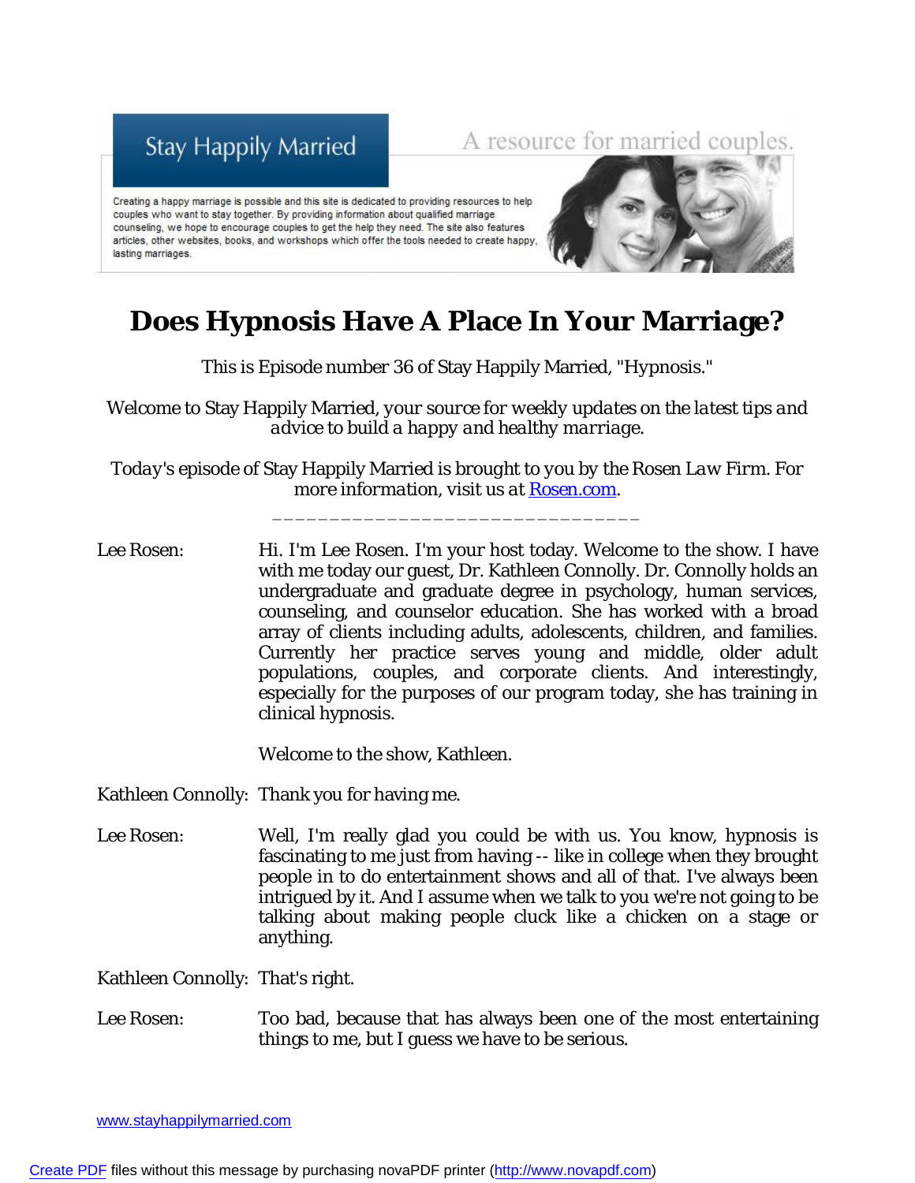Stay Happily Married

A resource for married couples.

Creating a happy marriage is possible and this site is dedicated to providing resources to help couples who want to stay together. By providing information about qualified marriage counseling, we hope to encourage couples to get the help they need. The site also features articles, other websites, books, and workshops which offer the tools needed to create happy, lasting marriages.

# Does Hypnosis Have A Place In Your Marriage?

This is Episode number 36 of Stay Happily Married, "Hypnosis."

*Welcome to Stay Happily Married, your source for weekly updates on the latest tips and advice to build a happy and healthy marriage.*

*Today's episode of Stay Happily Married is brought to you by the Rosen Law Firm. For more information, visit us at* Rosen.com.

_______________________________

Lee Rosen: Hi. I'm Lee Rosen. I'm your host today. Welcome to the show. I have with me today our guest, Dr. Kathleen Connolly. Dr. Connolly holds an undergraduate and graduate degree in psychology, human services, counseling, and counselor education. She has worked with a broad array of clients including adults, adolescents, children, and families. Currently her practice serves young and middle, older adult populations, couples, and corporate clients. And interestingly, especially for the purposes of our program today, she has training in clinical hypnosis.

Welcome to the show, Kathleen.

Kathleen Connolly: Thank you for having me.

Lee Rosen: Well, I'm really glad you could be with us. You know, hypnosis is fascinating to me just from having -- like in college when they brought people in to do entertainment shows and all of that. I've always been intrigued by it. And I assume when we talk to you we're not going to be talking about making people cluck like a chicken on a stage or anything.

Kathleen Connolly: That's right.

Lee Rosen: Too bad, because that has always been one of the most entertaining things to me, but I guess we have to be serious.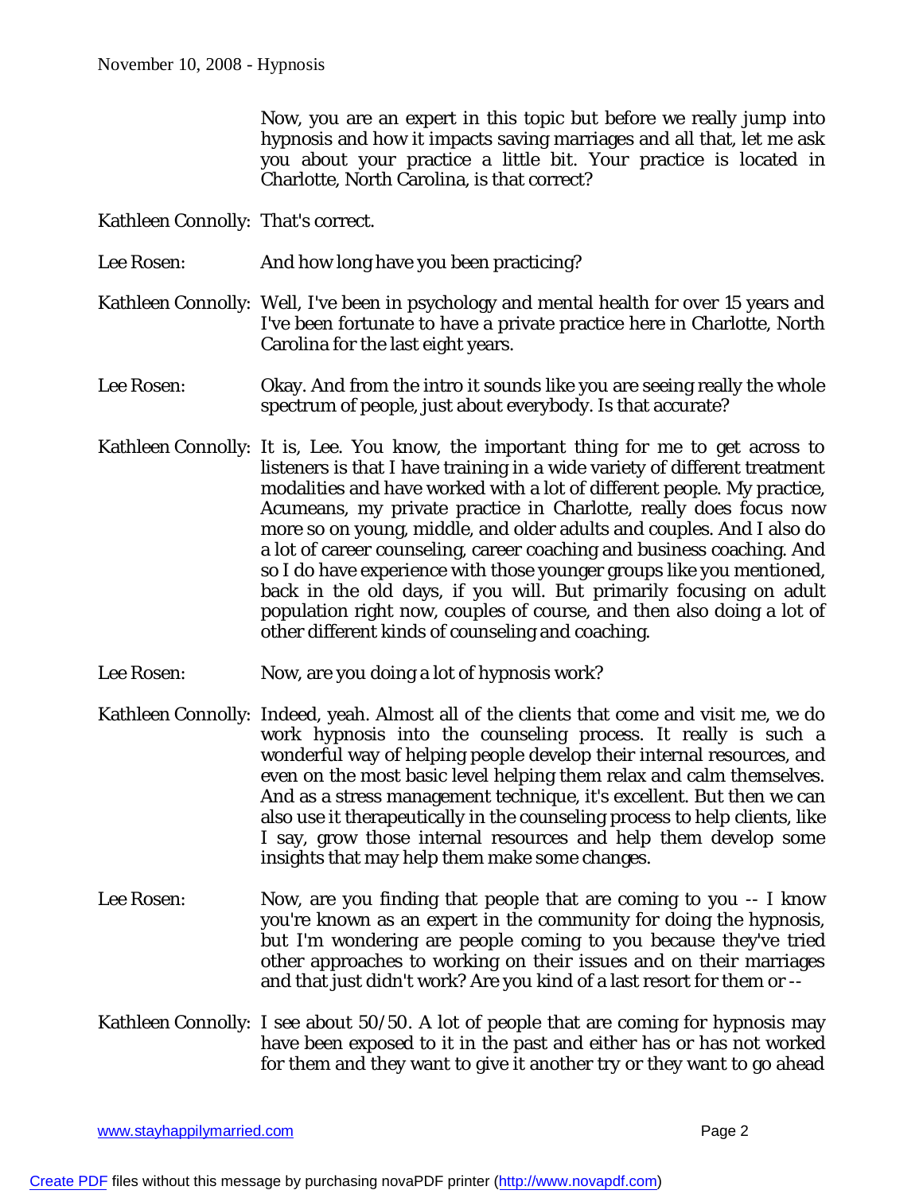Now, you are an expert in this topic but before we really jump into hypnosis and how it impacts saving marriages and all that, let me ask you about your practice a little bit. Your practice is located in Charlotte, North Carolina, is that correct?

**Kathleen Connolly:** That's correct.

**Lee Rosen:** And how long have you been practicing?

**Kathleen Connolly:** Well, I've been in psychology and mental health for over 15 years and I've been fortunate to have a private practice here in Charlotte, North Carolina for the last eight years.

**Lee Rosen:** Okay. And from the intro it sounds like you are seeing really the whole spectrum of people, just about everybody. Is that accurate?

**Kathleen Connolly:** It is, Lee. You know, the important thing for me to get across to listeners is that I have training in a wide variety of different treatment modalities and have worked with a lot of different people. My practice, Acumeans, my private practice in Charlotte, really does focus now more so on young, middle, and older adults and couples. And I also do a lot of career counseling, career coaching and business coaching. And so I do have experience with those younger groups like you mentioned, back in the old days, if you will. But primarily focusing on adult population right now, couples of course, and then also doing a lot of other different kinds of counseling and coaching.

**Lee Rosen:** Now, are you doing a lot of hypnosis work?

**Kathleen Connolly:** Indeed, yeah. Almost all of the clients that come and visit me, we do work hypnosis into the counseling process. It really is such a wonderful way of helping people develop their internal resources, and even on the most basic level helping them relax and calm themselves. And as a stress management technique, it's excellent. But then we can also use it therapeutically in the counseling process to help clients, like I say, grow those internal resources and help them develop some insights that may help them make some changes.

**Lee Rosen:** Now, are you finding that people that are coming to you -- I know you're known as an expert in the community for doing the hypnosis, but I'm wondering are people coming to you because they've tried other approaches to working on their issues and on their marriages and that just didn't work? Are you kind of a last resort for them or --

**Kathleen Connolly:** I see about 50/50. A lot of people that are coming for hypnosis may have been exposed to it in the past and either has or has not worked for them and they want to give it another try or they want to go ahead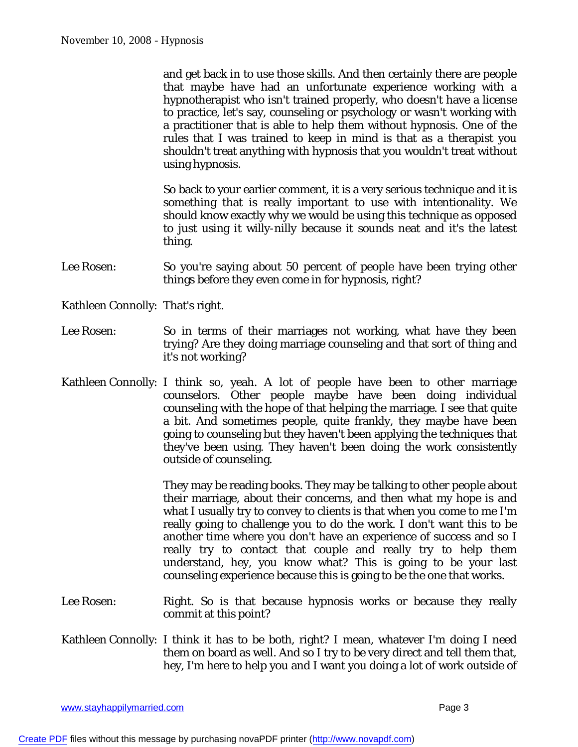and get back in to use those skills. And then certainly there are people that maybe have had an unfortunate experience working with a hypnotherapist who isn't trained properly, who doesn't have a license to practice, let's say, counseling or psychology or wasn't working with a practitioner that is able to help them without hypnosis. One of the rules that I was trained to keep in mind is that as a therapist you shouldn't treat anything with hypnosis that you wouldn't treat without using hypnosis.

So back to your earlier comment, it is a very serious technique and it is something that is really important to use with intentionality. We should know exactly why we would be using this technique as opposed to just using it willy-nilly because it sounds neat and it's the latest thing.

Lee Rosen: So you're saying about 50 percent of people have been trying other things before they even come in for hypnosis, right?

Kathleen Connolly: That's right.

Lee Rosen: So in terms of their marriages not working, what have they been trying? Are they doing marriage counseling and that sort of thing and it's not working?

Kathleen Connolly: I think so, yeah. A lot of people have been to other marriage counselors. Other people maybe have been doing individual counseling with the hope of that helping the marriage. I see that quite a bit. And sometimes people, quite frankly, they maybe have been going to counseling but they haven't been applying the techniques that they've been using. They haven't been doing the work consistently outside of counseling.

They may be reading books. They may be talking to other people about their marriage, about their concerns, and then what my hope is and what I usually try to convey to clients is that when you come to me I'm really going to challenge you to do the work. I don't want this to be another time where you don't have an experience of success and so I really try to contact that couple and really try to help them understand, hey, you know what? This is going to be your last counseling experience because this is going to be the one that works.

Lee Rosen: Right. So is that because hypnosis works or because they really commit at this point?

Kathleen Connolly: I think it has to be both, right? I mean, whatever I'm doing I need them on board as well. And so I try to be very direct and tell them that, hey, I'm here to help you and I want you doing a lot of work outside of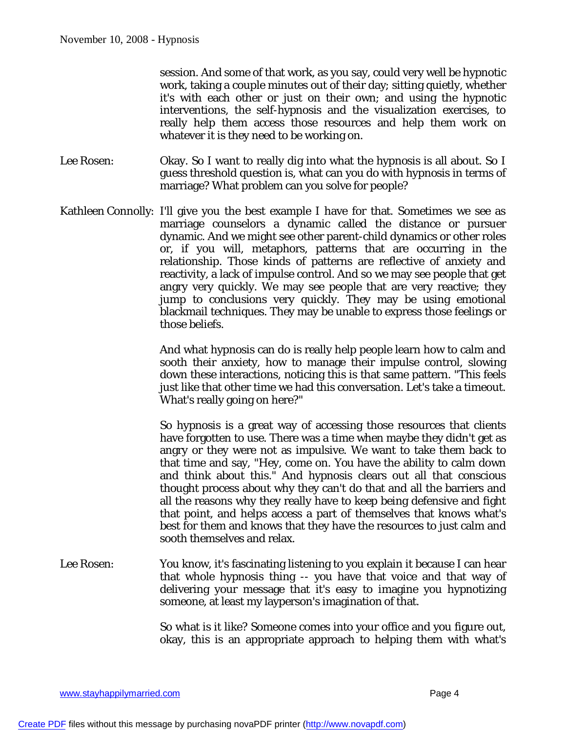session. And some of that work, as you say, could very well be hypnotic work, taking a couple minutes out of their day; sitting quietly, whether it's with each other or just on their own; and using the hypnotic interventions, the self-hypnosis and the visualization exercises, to really help them access those resources and help them work on whatever it is they need to be working on.

Lee Rosen: Okay. So I want to really dig into what the hypnosis is all about. So I guess threshold question is, what can you do with hypnosis in terms of marriage? What problem can you solve for people?

Kathleen Connolly: I'll give you the best example I have for that. Sometimes we see as marriage counselors a dynamic called the distance or pursuer dynamic. And we might see other parent-child dynamics or other roles or, if you will, metaphors, patterns that are occurring in the relationship. Those kinds of patterns are reflective of anxiety and reactivity, a lack of impulse control. And so we may see people that get angry very quickly. We may see people that are very reactive; they jump to conclusions very quickly. They may be using emotional blackmail techniques. They may be unable to express those feelings or those beliefs.

And what hypnosis can do is really help people learn how to calm and sooth their anxiety, how to manage their impulse control, slowing down these interactions, noticing this is that same pattern. "This feels just like that other time we had this conversation. Let's take a timeout. What's really going on here?"

So hypnosis is a great way of accessing those resources that clients have forgotten to use. There was a time when maybe they didn't get as angry or they were not as impulsive. We want to take them back to that time and say, "Hey, come on. You have the ability to calm down and think about this." And hypnosis clears out all that conscious thought process about why they can't do that and all the barriers and all the reasons why they really have to keep being defensive and fight that point, and helps access a part of themselves that knows what's best for them and knows that they have the resources to just calm and sooth themselves and relax.

Lee Rosen: You know, it's fascinating listening to you explain it because I can hear that whole hypnosis thing -- you have that voice and that way of delivering your message that it's easy to imagine you hypnotizing someone, at least my layperson's imagination of that.

So what is it like? Someone comes into your office and you figure out, okay, this is an appropriate approach to helping them with what's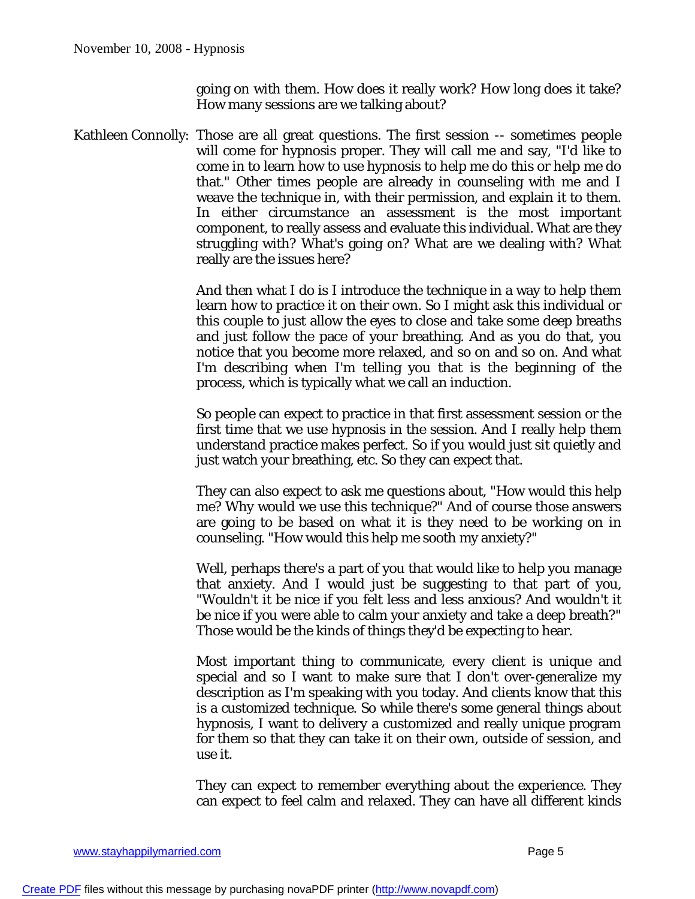going on with them. How does it really work? How long does it take? How many sessions are we talking about?

Kathleen Connolly: Those are all great questions. The first session -- sometimes people will come for hypnosis proper. They will call me and say, "I'd like to come in to learn how to use hypnosis to help me do this or help me do that." Other times people are already in counseling with me and I weave the technique in, with their permission, and explain it to them. In either circumstance an assessment is the most important component, to really assess and evaluate this individual. What are they struggling with? What's going on? What are we dealing with? What really are the issues here?

And then what I do is I introduce the technique in a way to help them learn how to practice it on their own. So I might ask this individual or this couple to just allow the eyes to close and take some deep breaths and just follow the pace of your breathing. And as you do that, you notice that you become more relaxed, and so on and so on. And what I'm describing when I'm telling you that is the beginning of the process, which is typically what we call an induction.

So people can expect to practice in that first assessment session or the first time that we use hypnosis in the session. And I really help them understand practice makes perfect. So if you would just sit quietly and just watch your breathing, etc. So they can expect that.

They can also expect to ask me questions about, "How would this help me? Why would we use this technique?" And of course those answers are going to be based on what it is they need to be working on in counseling. "How would this help me sooth my anxiety?"

Well, perhaps there's a part of you that would like to help you manage that anxiety. And I would just be suggesting to that part of you, "Wouldn't it be nice if you felt less and less anxious? And wouldn't it be nice if you were able to calm your anxiety and take a deep breath?" Those would be the kinds of things they'd be expecting to hear.

Most important thing to communicate, every client is unique and special and so I want to make sure that I don't over-generalize my description as I'm speaking with you today. And clients know that this is a customized technique. So while there's some general things about hypnosis, I want to delivery a customized and really unique program for them so that they can take it on their own, outside of session, and use it.

They can expect to remember everything about the experience. They can expect to feel calm and relaxed. They can have all different kinds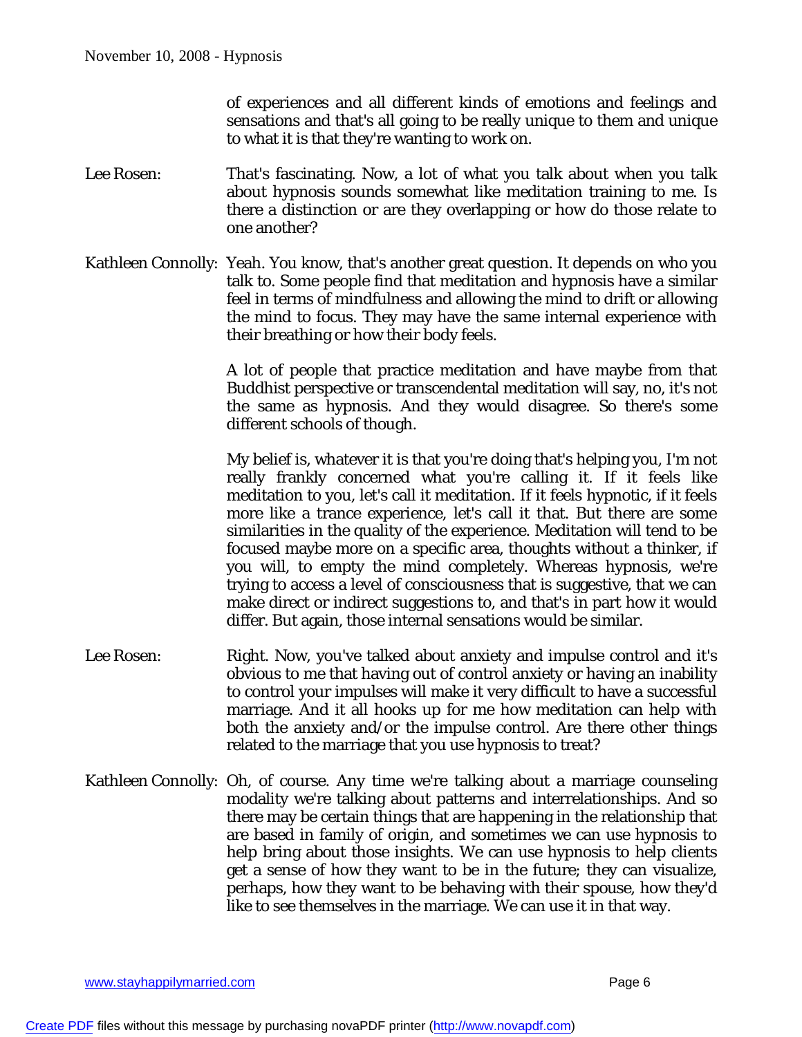of experiences and all different kinds of emotions and feelings and sensations and that's all going to be really unique to them and unique to what it is that they're wanting to work on.

Lee Rosen: That's fascinating. Now, a lot of what you talk about when you talk about hypnosis sounds somewhat like meditation training to me. Is there a distinction or are they overlapping or how do those relate to one another?

Kathleen Connolly: Yeah. You know, that's another great question. It depends on who you talk to. Some people find that meditation and hypnosis have a similar feel in terms of mindfulness and allowing the mind to drift or allowing the mind to focus. They may have the same internal experience with their breathing or how their body feels.

A lot of people that practice meditation and have maybe from that Buddhist perspective or transcendental meditation will say, no, it's not the same as hypnosis. And they would disagree. So there's some different schools of though.

My belief is, whatever it is that you're doing that's helping you, I'm not really frankly concerned what you're calling it. If it feels like meditation to you, let's call it meditation. If it feels hypnotic, if it feels more like a trance experience, let's call it that. But there are some similarities in the quality of the experience. Meditation will tend to be focused maybe more on a specific area, thoughts without a thinker, if you will, to empty the mind completely. Whereas hypnosis, we're trying to access a level of consciousness that is suggestive, that we can make direct or indirect suggestions to, and that's in part how it would differ. But again, those internal sensations would be similar.

Lee Rosen: Right. Now, you've talked about anxiety and impulse control and it's obvious to me that having out of control anxiety or having an inability to control your impulses will make it very difficult to have a successful marriage. And it all hooks up for me how meditation can help with both the anxiety and/or the impulse control. Are there other things related to the marriage that you use hypnosis to treat?

Kathleen Connolly: Oh, of course. Any time we're talking about a marriage counseling modality we're talking about patterns and interrelationships. And so there may be certain things that are happening in the relationship that are based in family of origin, and sometimes we can use hypnosis to help bring about those insights. We can use hypnosis to help clients get a sense of how they want to be in the future; they can visualize, perhaps, how they want to be behaving with their spouse, how they'd like to see themselves in the marriage. We can use it in that way.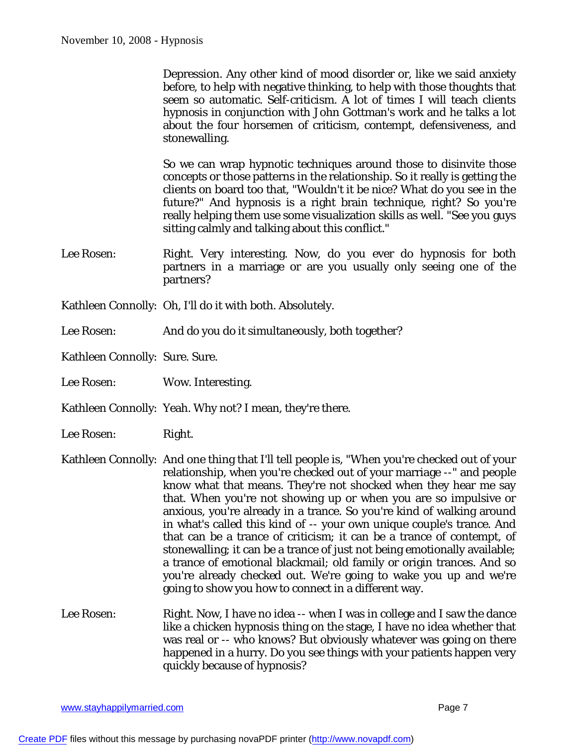Depression. Any other kind of mood disorder or, like we said anxiety before, to help with negative thinking, to help with those thoughts that seem so automatic. Self-criticism. A lot of times I will teach clients hypnosis in conjunction with John Gottman's work and he talks a lot about the four horsemen of criticism, contempt, defensiveness, and stonewalling.

So we can wrap hypnotic techniques around those to disinvite those concepts or those patterns in the relationship. So it really is getting the clients on board too that, "Wouldn't it be nice? What do you see in the future?" And hypnosis is a right brain technique, right? So you're really helping them use some visualization skills as well. "See you guys sitting calmly and talking about this conflict."

Lee Rosen: Right. Very interesting. Now, do you ever do hypnosis for both partners in a marriage or are you usually only seeing one of the partners?

Kathleen Connolly: Oh, I'll do it with both. Absolutely.

Lee Rosen: And do you do it simultaneously, both together?

Kathleen Connolly: Sure. Sure.

Lee Rosen: Wow. Interesting.

Kathleen Connolly: Yeah. Why not? I mean, they're there.

Lee Rosen: Right.

Kathleen Connolly: And one thing that I'll tell people is, "When you're checked out of your relationship, when you're checked out of your marriage --" and people know what that means. They're not shocked when they hear me say that. When you're not showing up or when you are so impulsive or anxious, you're already in a trance. So you're kind of walking around in what's called this kind of -- your own unique couple's trance. And that can be a trance of criticism; it can be a trance of contempt, of stonewalling; it can be a trance of just not being emotionally available; a trance of emotional blackmail; old family or origin trances. And so you're already checked out. We're going to wake you up and we're going to show you how to connect in a different way.

Lee Rosen: Right. Now, I have no idea -- when I was in college and I saw the dance like a chicken hypnosis thing on the stage, I have no idea whether that was real or -- who knows? But obviously whatever was going on there happened in a hurry. Do you see things with your patients happen very quickly because of hypnosis?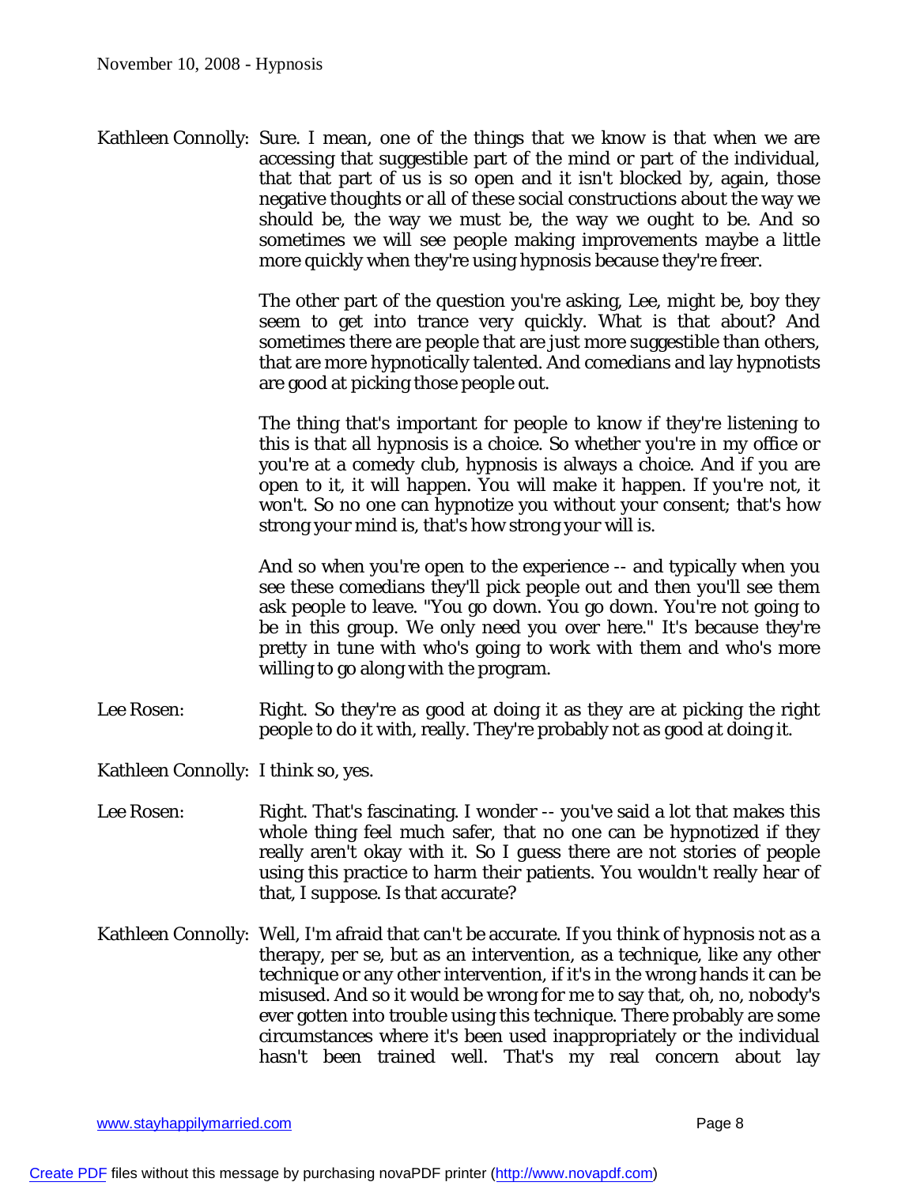Kathleen Connolly: Sure. I mean, one of the things that we know is that when we are accessing that suggestible part of the mind or part of the individual, that that part of us is so open and it isn't blocked by, again, those negative thoughts or all of these social constructions about the way we should be, the way we must be, the way we ought to be. And so sometimes we will see people making improvements maybe a little more quickly when they're using hypnosis because they're freer.

The other part of the question you're asking, Lee, might be, boy they seem to get into trance very quickly. What is that about? And sometimes there are people that are just more suggestible than others, that are more hypnotically talented. And comedians and lay hypnotists are good at picking those people out.

The thing that's important for people to know if they're listening to this is that all hypnosis is a choice. So whether you're in my office or you're at a comedy club, hypnosis is always a choice. And if you are open to it, it will happen. You will make it happen. If you're not, it won't. So no one can hypnotize you without your consent; that's how strong your mind is, that's how strong your will is.

And so when you're open to the experience -- and typically when you see these comedians they'll pick people out and then you'll see them ask people to leave. "You go down. You go down. You're not going to be in this group. We only need you over here." It's because they're pretty in tune with who's going to work with them and who's more willing to go along with the program.

Lee Rosen: Right. So they're as good at doing it as they are at picking the right people to do it with, really. They're probably not as good at doing it.

Kathleen Connolly: I think so, yes.

Lee Rosen: Right. That's fascinating. I wonder -- you've said a lot that makes this whole thing feel much safer, that no one can be hypnotized if they really aren't okay with it. So I guess there are not stories of people using this practice to harm their patients. You wouldn't really hear of that, I suppose. Is that accurate?

Kathleen Connolly: Well, I'm afraid that can't be accurate. If you think of hypnosis not as a therapy, per se, but as an intervention, as a technique, like any other technique or any other intervention, if it's in the wrong hands it can be misused. And so it would be wrong for me to say that, oh, no, nobody's ever gotten into trouble using this technique. There probably are some circumstances where it's been used inappropriately or the individual hasn't been trained well. That's my real concern about lay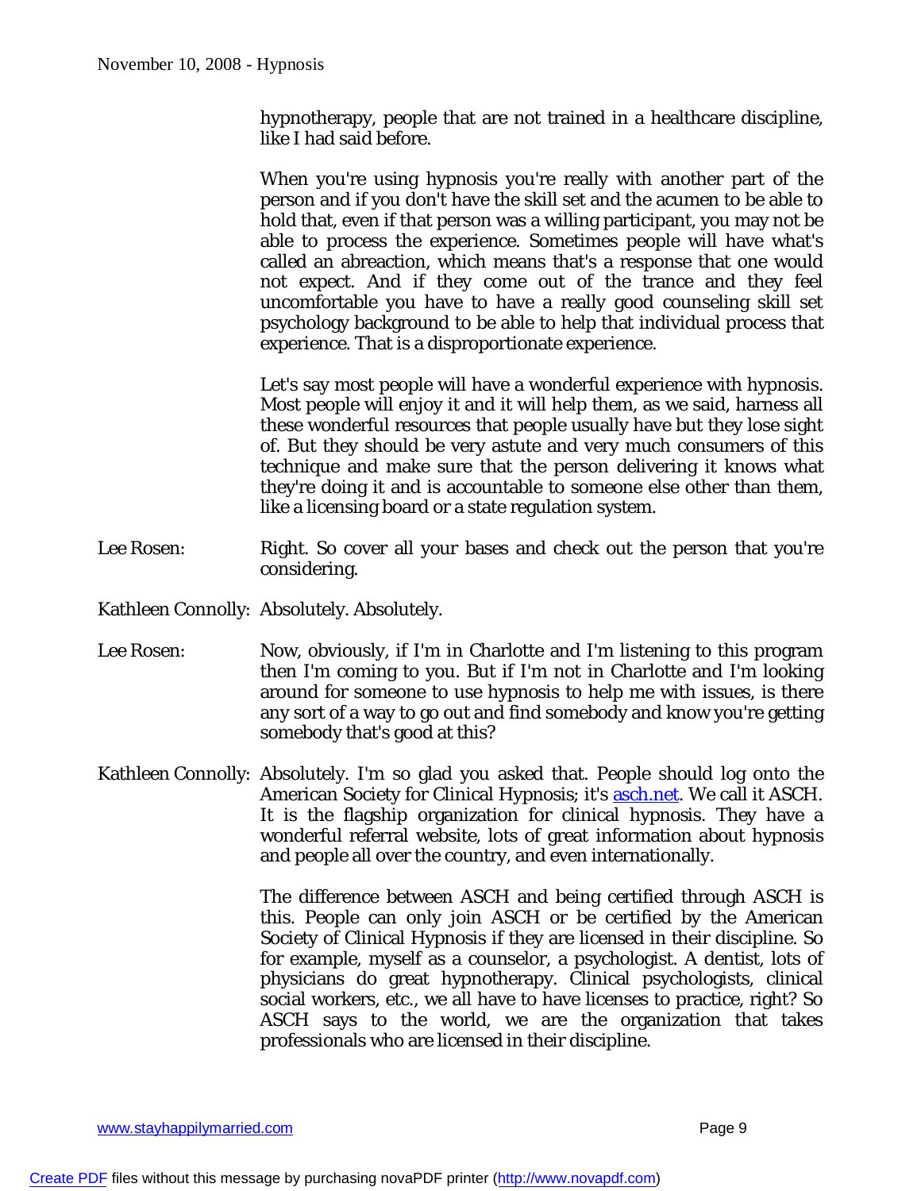hypnotherapy, people that are not trained in a healthcare discipline, like I had said before.

When you're using hypnosis you're really with another part of the person and if you don't have the skill set and the acumen to be able to hold that, even if that person was a willing participant, you may not be able to process the experience. Sometimes people will have what's called an abreaction, which means that's a response that one would not expect. And if they come out of the trance and they feel uncomfortable you have to have a really good counseling skill set psychology background to be able to help that individual process that experience. That is a disproportionate experience.

Let's say most people will have a wonderful experience with hypnosis. Most people will enjoy it and it will help them, as we said, harness all these wonderful resources that people usually have but they lose sight of. But they should be very astute and very much consumers of this technique and make sure that the person delivering it knows what they're doing it and is accountable to someone else other than them, like a licensing board or a state regulation system.

Lee Rosen: Right. So cover all your bases and check out the person that you're considering.

Kathleen Connolly: Absolutely. Absolutely.

Lee Rosen: Now, obviously, if I'm in Charlotte and I'm listening to this program then I'm coming to you. But if I'm not in Charlotte and I'm looking around for someone to use hypnosis to help me with issues, is there any sort of a way to go out and find somebody and know you're getting somebody that's good at this?

Kathleen Connolly: Absolutely. I'm so glad you asked that. People should log onto the American Society for Clinical Hypnosis; it's [asch.net](http://asch.net). We call it ASCH. It is the flagship organization for clinical hypnosis. They have a wonderful referral website, lots of great information about hypnosis and people all over the country, and even internationally.

The difference between ASCH and being certified through ASCH is this. People can only join ASCH or be certified by the American Society of Clinical Hypnosis if they are licensed in their discipline. So for example, myself as a counselor, a psychologist. A dentist, lots of physicians do great hypnotherapy. Clinical psychologists, clinical social workers, etc., we all have to have licenses to practice, right? So ASCH says to the world, we are the organization that takes professionals who are licensed in their discipline.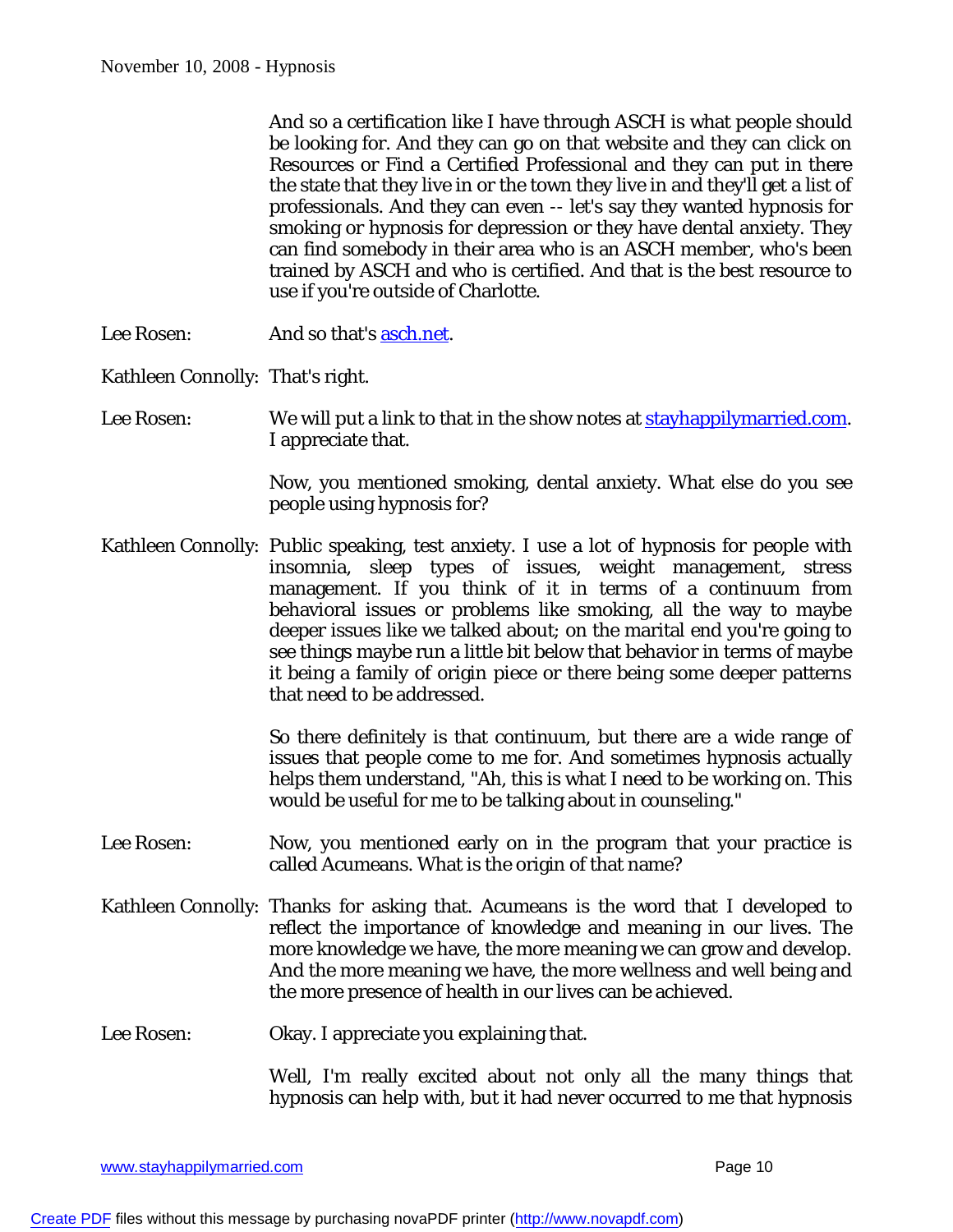And so a certification like I have through ASCH is what people should be looking for. And they can go on that website and they can click on Resources or Find a Certified Professional and they can put in there the state that they live in or the town they live in and they'll get a list of professionals. And they can even -- let's say they wanted hypnosis for smoking or hypnosis for depression or they have dental anxiety. They can find somebody in their area who is an ASCH member, who's been trained by ASCH and who is certified. And that is the best resource to use if you're outside of Charlotte.

**Lee Rosen:** And so that's [asch.net](http://asch.net).

**Kathleen Connolly:** That's right.

**Lee Rosen:** We will put a link to that in the show notes at [stayhappilymarried.com](http://stayhappilymarried.com). I appreciate that.

Now, you mentioned smoking, dental anxiety. What else do you see people using hypnosis for?

**Kathleen Connolly:** Public speaking, test anxiety. I use a lot of hypnosis for people with insomnia, sleep types of issues, weight management, stress management. If you think of it in terms of a continuum from behavioral issues or problems like smoking, all the way to maybe deeper issues like we talked about; on the marital end you're going to see things maybe run a little bit below that behavior in terms of maybe it being a family of origin piece or there being some deeper patterns that need to be addressed.

So there definitely is that continuum, but there are a wide range of issues that people come to me for. And sometimes hypnosis actually helps them understand, "Ah, this is what I need to be working on. This would be useful for me to be talking about in counseling."

**Lee Rosen:** Now, you mentioned early on in the program that your practice is called Acumeans. What is the origin of that name?

**Kathleen Connolly:** Thanks for asking that. Acumeans is the word that I developed to reflect the importance of knowledge and meaning in our lives. The more knowledge we have, the more meaning we can grow and develop. And the more meaning we have, the more wellness and well being and the more presence of health in our lives can be achieved.

**Lee Rosen:** Okay. I appreciate you explaining that.

Well, I'm really excited about not only all the many things that hypnosis can help with, but it had never occurred to me that hypnosis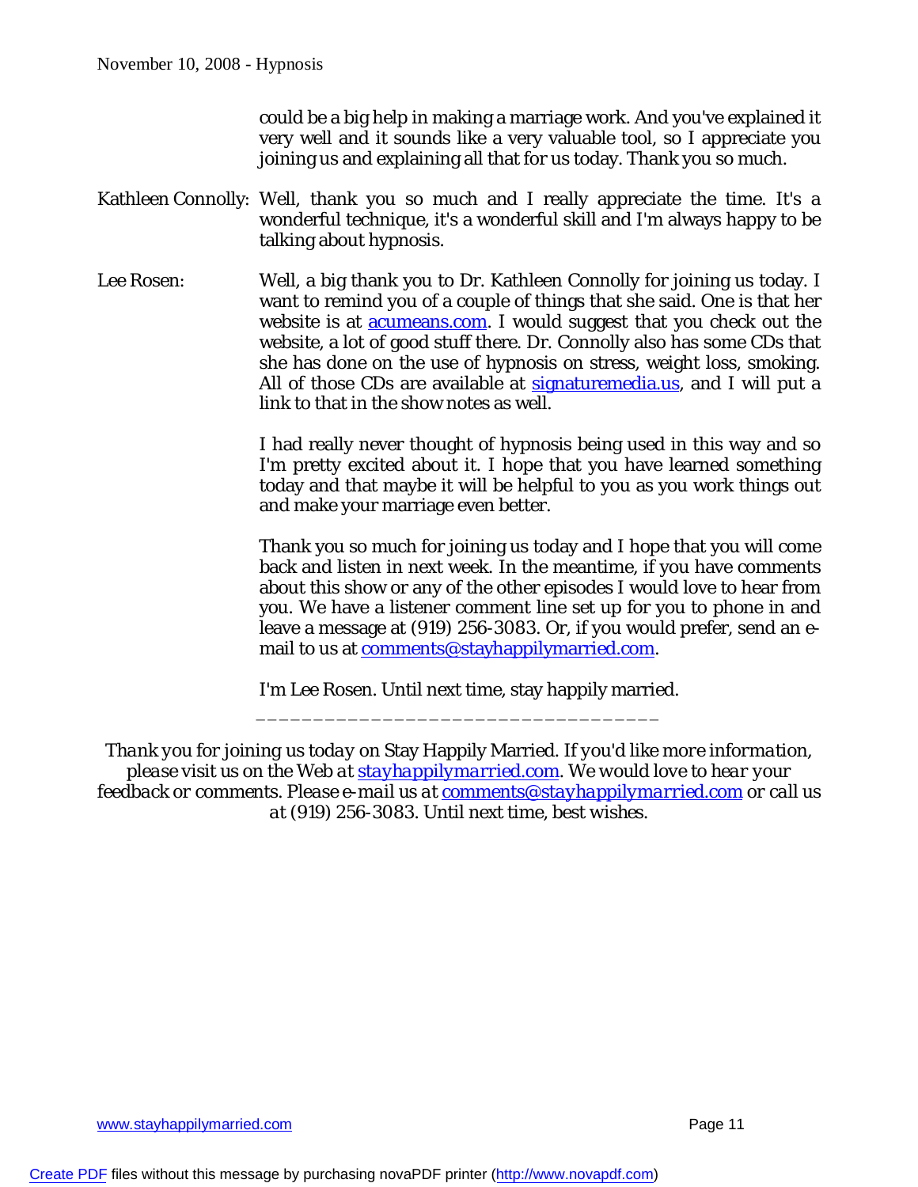could be a big help in making a marriage work. And you've explained it very well and it sounds like a very valuable tool, so I appreciate you joining us and explaining all that for us today. Thank you so much.

Kathleen Connolly: Well, thank you so much and I really appreciate the time. It's a wonderful technique, it's a wonderful skill and I'm always happy to be talking about hypnosis.

Lee Rosen: Well, a big thank you to Dr. Kathleen Connolly for joining us today. I want to remind you of a couple of things that she said. One is that her website is at acumeans.com. I would suggest that you check out the website, a lot of good stuff there. Dr. Connolly also has some CDs that she has done on the use of hypnosis on stress, weight loss, smoking. All of those CDs are available at signaturemedia.us, and I will put a link to that in the show notes as well.

I had really never thought of hypnosis being used in this way and so I'm pretty excited about it. I hope that you have learned something today and that maybe it will be helpful to you as you work things out and make your marriage even better.

Thank you so much for joining us today and I hope that you will come back and listen in next week. In the meantime, if you have comments about this show or any of the other episodes I would love to hear from you. We have a listener comment line set up for you to phone in and leave a message at (919) 256-3083. Or, if you would prefer, send an e-mail to us at comments@stayhappilymarried.com.

I'm Lee Rosen. Until next time, stay happily married.

___________________________________

*Thank you for joining us today on Stay Happily Married. If you'd like more information, please visit us on the Web at stayhappilymarried.com. We would love to hear your feedback or comments. Please e-mail us at comments@stayhappilymarried.com or call us at (919) 256-3083. Until next time, best wishes.*